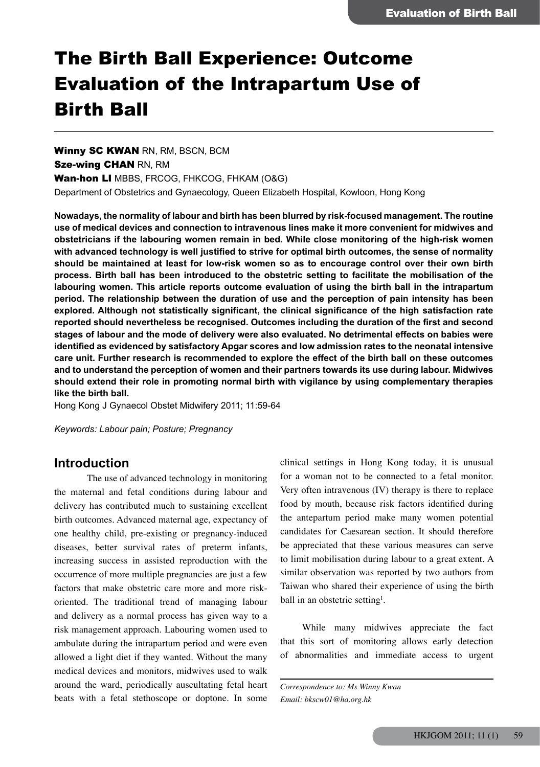# The Birth Ball Experience: Outcome Evaluation of the Intrapartum Use of Birth Ball

**Winny SC KWAN** RN, RM, BSCN, BCM
**Sze-wing CHAN** RN, RM
**Wan-hon LI** MBBS, FRCOG, FHKCOG, FHKAM (O&G)
Department of Obstetrics and Gynaecology, Queen Elizabeth Hospital, Kowloon, Hong Kong

**Nowadays, the normality of labour and birth has been blurred by risk-focused management. The routine use of medical devices and connection to intravenous lines make it more convenient for midwives and obstetricians if the labouring women remain in bed. While close monitoring of the high-risk women with advanced technology is well justified to strive for optimal birth outcomes, the sense of normality should be maintained at least for low-risk women so as to encourage control over their own birth process. Birth ball has been introduced to the obstetric setting to facilitate the mobilisation of the labouring women. This article reports outcome evaluation of using the birth ball in the intrapartum period. The relationship between the duration of use and the perception of pain intensity has been explored. Although not statistically significant, the clinical significance of the high satisfaction rate reported should nevertheless be recognised. Outcomes including the duration of the first and second stages of labour and the mode of delivery were also evaluated. No detrimental effects on babies were identified as evidenced by satisfactory Apgar scores and low admission rates to the neonatal intensive care unit. Further research is recommended to explore the effect of the birth ball on these outcomes and to understand the perception of women and their partners towards its use during labour. Midwives should extend their role in promoting normal birth with vigilance by using complementary therapies like the birth ball.**

Hong Kong J Gynaecol Obstet Midwifery 2011; 11:59-64

*Keywords: Labour pain; Posture; Pregnancy*

## Introduction

The use of advanced technology in monitoring the maternal and fetal conditions during labour and delivery has contributed much to sustaining excellent birth outcomes. Advanced maternal age, expectancy of one healthy child, pre-existing or pregnancy-induced diseases, better survival rates of preterm infants, increasing success in assisted reproduction with the occurrence of more multiple pregnancies are just a few factors that make obstetric care more and more risk-oriented. The traditional trend of managing labour and delivery as a normal process has given way to a risk management approach. Labouring women used to ambulate during the intrapartum period and were even allowed a light diet if they wanted. Without the many medical devices and monitors, midwives used to walk around the ward, periodically auscultating fetal heart beats with a fetal stethoscope or doptone. In some clinical settings in Hong Kong today, it is unusual for a woman not to be connected to a fetal monitor. Very often intravenous (IV) therapy is there to replace food by mouth, because risk factors identified during the antepartum period make many women potential candidates for Caesarean section. It should therefore be appreciated that these various measures can serve to limit mobilisation during labour to a great extent. A similar observation was reported by two authors from Taiwan who shared their experience of using the birth ball in an obstetric setting[1].

While many midwives appreciate the fact that this sort of monitoring allows early detection of abnormalities and immediate access to urgent

*Correspondence to: Ms Winny Kwan*
*Email: bkscw01@ha.org.hk*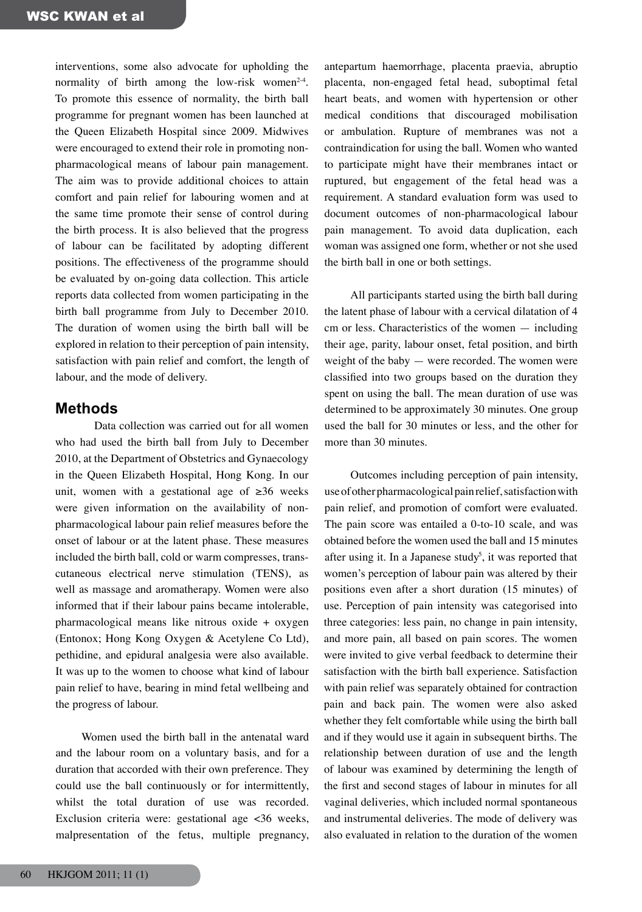interventions, some also advocate for upholding the normality of birth among the low-risk women[2-4]. To promote this essence of normality, the birth ball programme for pregnant women has been launched at the Queen Elizabeth Hospital since 2009. Midwives were encouraged to extend their role in promoting non-pharmacological means of labour pain management. The aim was to provide additional choices to attain comfort and pain relief for labouring women and at the same time promote their sense of control during the birth process. It is also believed that the progress of labour can be facilitated by adopting different positions. The effectiveness of the programme should be evaluated by on-going data collection. This article reports data collected from women participating in the birth ball programme from July to December 2010. The duration of women using the birth ball will be explored in relation to their perception of pain intensity, satisfaction with pain relief and comfort, the length of labour, and the mode of delivery.

## Methods

Data collection was carried out for all women who had used the birth ball from July to December 2010, at the Department of Obstetrics and Gynaecology in the Queen Elizabeth Hospital, Hong Kong. In our unit, women with a gestational age of ≥36 weeks were given information on the availability of non-pharmacological labour pain relief measures before the onset of labour or at the latent phase. These measures included the birth ball, cold or warm compresses, trans-cutaneous electrical nerve stimulation (TENS), as well as massage and aromatherapy. Women were also informed that if their labour pains became intolerable, pharmacological means like nitrous oxide + oxygen (Entonox; Hong Kong Oxygen & Acetylene Co Ltd), pethidine, and epidural analgesia were also available. It was up to the women to choose what kind of labour pain relief to have, bearing in mind fetal wellbeing and the progress of labour.

Women used the birth ball in the antenatal ward and the labour room on a voluntary basis, and for a duration that accorded with their own preference. They could use the ball continuously or for intermittently, whilst the total duration of use was recorded. Exclusion criteria were: gestational age <36 weeks, malpresentation of the fetus, multiple pregnancy, antepartum haemorrhage, placenta praevia, abruptio placenta, non-engaged fetal head, suboptimal fetal heart beats, and women with hypertension or other medical conditions that discouraged mobilisation or ambulation. Rupture of membranes was not a contraindication for using the ball. Women who wanted to participate might have their membranes intact or ruptured, but engagement of the fetal head was a requirement. A standard evaluation form was used to document outcomes of non-pharmacological labour pain management. To avoid data duplication, each woman was assigned one form, whether or not she used the birth ball in one or both settings.

All participants started using the birth ball during the latent phase of labour with a cervical dilatation of 4 cm or less. Characteristics of the women — including their age, parity, labour onset, fetal position, and birth weight of the baby — were recorded. The women were classified into two groups based on the duration they spent on using the ball. The mean duration of use was determined to be approximately 30 minutes. One group used the ball for 30 minutes or less, and the other for more than 30 minutes.

Outcomes including perception of pain intensity, use of other pharmacological pain relief, satisfaction with pain relief, and promotion of comfort were evaluated. The pain score was entailed a 0-to-10 scale, and was obtained before the women used the ball and 15 minutes after using it. In a Japanese study[5], it was reported that women's perception of labour pain was altered by their positions even after a short duration (15 minutes) of use. Perception of pain intensity was categorised into three categories: less pain, no change in pain intensity, and more pain, all based on pain scores. The women were invited to give verbal feedback to determine their satisfaction with the birth ball experience. Satisfaction with pain relief was separately obtained for contraction pain and back pain. The women were also asked whether they felt comfortable while using the birth ball and if they would use it again in subsequent births. The relationship between duration of use and the length of labour was examined by determining the length of the first and second stages of labour in minutes for all vaginal deliveries, which included normal spontaneous and instrumental deliveries. The mode of delivery was also evaluated in relation to the duration of the women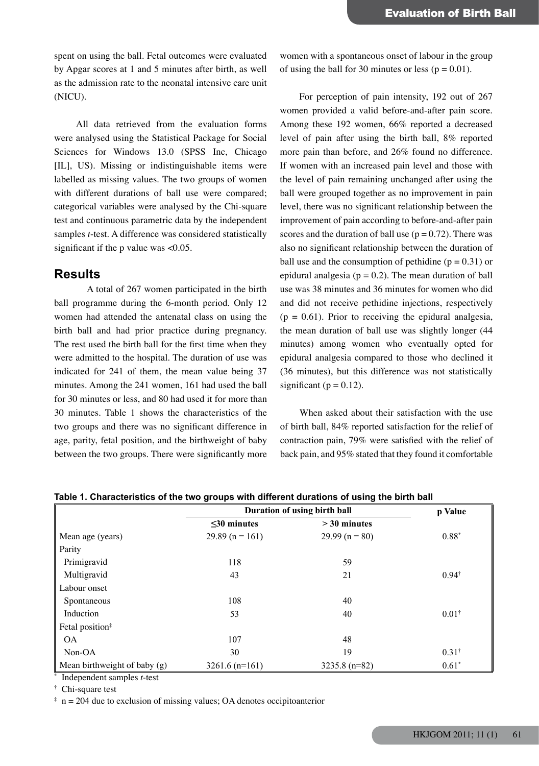spent on using the ball. Fetal outcomes were evaluated by Apgar scores at 1 and 5 minutes after birth, as well as the admission rate to the neonatal intensive care unit (NICU).

All data retrieved from the evaluation forms were analysed using the Statistical Package for Social Sciences for Windows 13.0 (SPSS Inc, Chicago [IL], US). Missing or indistinguishable items were labelled as missing values. The two groups of women with different durations of ball use were compared; categorical variables were analysed by the Chi-square test and continuous parametric data by the independent samples *t*-test. A difference was considered statistically significant if the p value was <0.05.

## Results

A total of 267 women participated in the birth ball programme during the 6-month period. Only 12 women had attended the antenatal class on using the birth ball and had prior practice during pregnancy. The rest used the birth ball for the first time when they were admitted to the hospital. The duration of use was indicated for 241 of them, the mean value being 37 minutes. Among the 241 women, 161 had used the ball for 30 minutes or less, and 80 had used it for more than 30 minutes. Table 1 shows the characteristics of the two groups and there was no significant difference in age, parity, fetal position, and the birthweight of baby between the two groups. There were significantly more women with a spontaneous onset of labour in the group of using the ball for 30 minutes or less ($p = 0.01$).

For perception of pain intensity, 192 out of 267 women provided a valid before-and-after pain score. Among these 192 women, 66% reported a decreased level of pain after using the birth ball, 8% reported more pain than before, and 26% found no difference. If women with an increased pain level and those with the level of pain remaining unchanged after using the ball were grouped together as no improvement in pain level, there was no significant relationship between the improvement of pain according to before-and-after pain scores and the duration of ball use ($p = 0.72$). There was also no significant relationship between the duration of ball use and the consumption of pethidine ($p = 0.31$) or epidural analgesia ($p = 0.2$). The mean duration of ball use was 38 minutes and 36 minutes for women who did and did not receive pethidine injections, respectively ($p = 0.61$). Prior to receiving the epidural analgesia, the mean duration of ball use was slightly longer (44 minutes) among women who eventually opted for epidural analgesia compared to those who declined it (36 minutes), but this difference was not statistically significant ($p = 0.12$).

When asked about their satisfaction with the use of birth ball, 84% reported satisfaction for the relief of contraction pain, 79% were satisfied with the relief of back pain, and 95% stated that they found it comfortable

**Table 1. Characteristics of the two groups with different durations of using the birth ball**

| | Duration of using birth ball | | p Value |
|---|---|---|---|
| | ≤30 minutes | > 30 minutes | |
| Mean age (years) | 29.89 (n = 161) | 29.99 (n = 80) | 0.88* |
| Parity | | | |
| Primigravid | 118 | 59 | |
| Multigravid | 43 | 21 | 0.94† |
| Labour onset | | | |
| Spontaneous | 108 | 40 | |
| Induction | 53 | 40 | 0.01† |
| Fetal position‡ | | | |
| OA | 107 | 48 | |
| Non-OA | 30 | 19 | 0.31† |
| Mean birthweight of baby (g) | 3261.6 (n=161) | 3235.8 (n=82) | 0.61* |

\* Independent samples *t*-test

† Chi-square test

‡ n = 204 due to exclusion of missing values; OA denotes occipitoanterior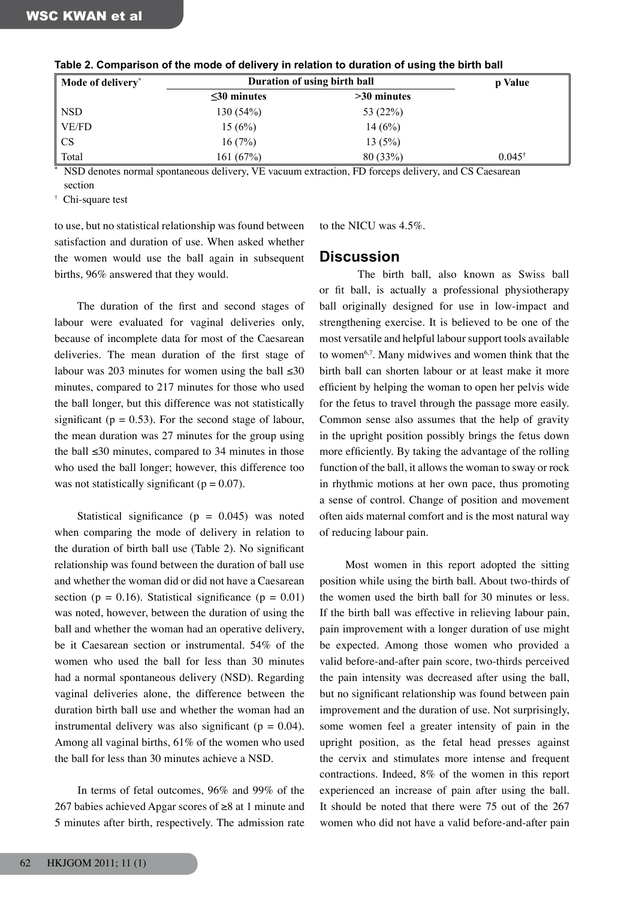**Table 2. Comparison of the mode of delivery in relation to duration of using the birth ball**

| Mode of delivery* | Duration of using birth ball | | p Value |
|---|---|---|---|
| | ≤30 minutes | >30 minutes | |
| NSD | 130 (54%) | 53 (22%) | |
| VE/FD | 15 (6%) | 14 (6%) | |
| CS | 16 (7%) | 13 (5%) | |
| Total | 161 (67%) | 80 (33%) | 0.045† |

\* NSD denotes normal spontaneous delivery, VE vacuum extraction, FD forceps delivery, and CS Caesarean section

† Chi-square test

to use, but no statistical relationship was found between satisfaction and duration of use. When asked whether the women would use the ball again in subsequent births, 96% answered that they would.

The duration of the first and second stages of labour were evaluated for vaginal deliveries only, because of incomplete data for most of the Caesarean deliveries. The mean duration of the first stage of labour was 203 minutes for women using the ball ≤30 minutes, compared to 217 minutes for those who used the ball longer, but this difference was not statistically significant ($p = 0.53$). For the second stage of labour, the mean duration was 27 minutes for the group using the ball ≤30 minutes, compared to 34 minutes in those who used the ball longer; however, this difference too was not statistically significant ($p = 0.07$).

Statistical significance ($p = 0.045$) was noted when comparing the mode of delivery in relation to the duration of birth ball use (Table 2). No significant relationship was found between the duration of ball use and whether the woman did or did not have a Caesarean section ($p = 0.16$). Statistical significance ($p = 0.01$) was noted, however, between the duration of using the ball and whether the woman had an operative delivery, be it Caesarean section or instrumental. 54% of the women who used the ball for less than 30 minutes had a normal spontaneous delivery (NSD). Regarding vaginal deliveries alone, the difference between the duration birth ball use and whether the woman had an instrumental delivery was also significant ($p = 0.04$). Among all vaginal births, 61% of the women who used the ball for less than 30 minutes achieve a NSD.

In terms of fetal outcomes, 96% and 99% of the 267 babies achieved Apgar scores of ≥8 at 1 minute and 5 minutes after birth, respectively. The admission rate to the NICU was 4.5%.

## Discussion

The birth ball, also known as Swiss ball or fit ball, is actually a professional physiotherapy ball originally designed for use in low-impact and strengthening exercise. It is believed to be one of the most versatile and helpful labour support tools available to women[6,7]. Many midwives and women think that the birth ball can shorten labour or at least make it more efficient by helping the woman to open her pelvis wide for the fetus to travel through the passage more easily. Common sense also assumes that the help of gravity in the upright position possibly brings the fetus down more efficiently. By taking the advantage of the rolling function of the ball, it allows the woman to sway or rock in rhythmic motions at her own pace, thus promoting a sense of control. Change of position and movement often aids maternal comfort and is the most natural way of reducing labour pain.

Most women in this report adopted the sitting position while using the birth ball. About two-thirds of the women used the birth ball for 30 minutes or less. If the birth ball was effective in relieving labour pain, pain improvement with a longer duration of use might be expected. Among those women who provided a valid before-and-after pain score, two-thirds perceived the pain intensity was decreased after using the ball, but no significant relationship was found between pain improvement and the duration of use. Not surprisingly, some women feel a greater intensity of pain in the upright position, as the fetal head presses against the cervix and stimulates more intense and frequent contractions. Indeed, 8% of the women in this report experienced an increase of pain after using the ball. It should be noted that there were 75 out of the 267 women who did not have a valid before-and-after pain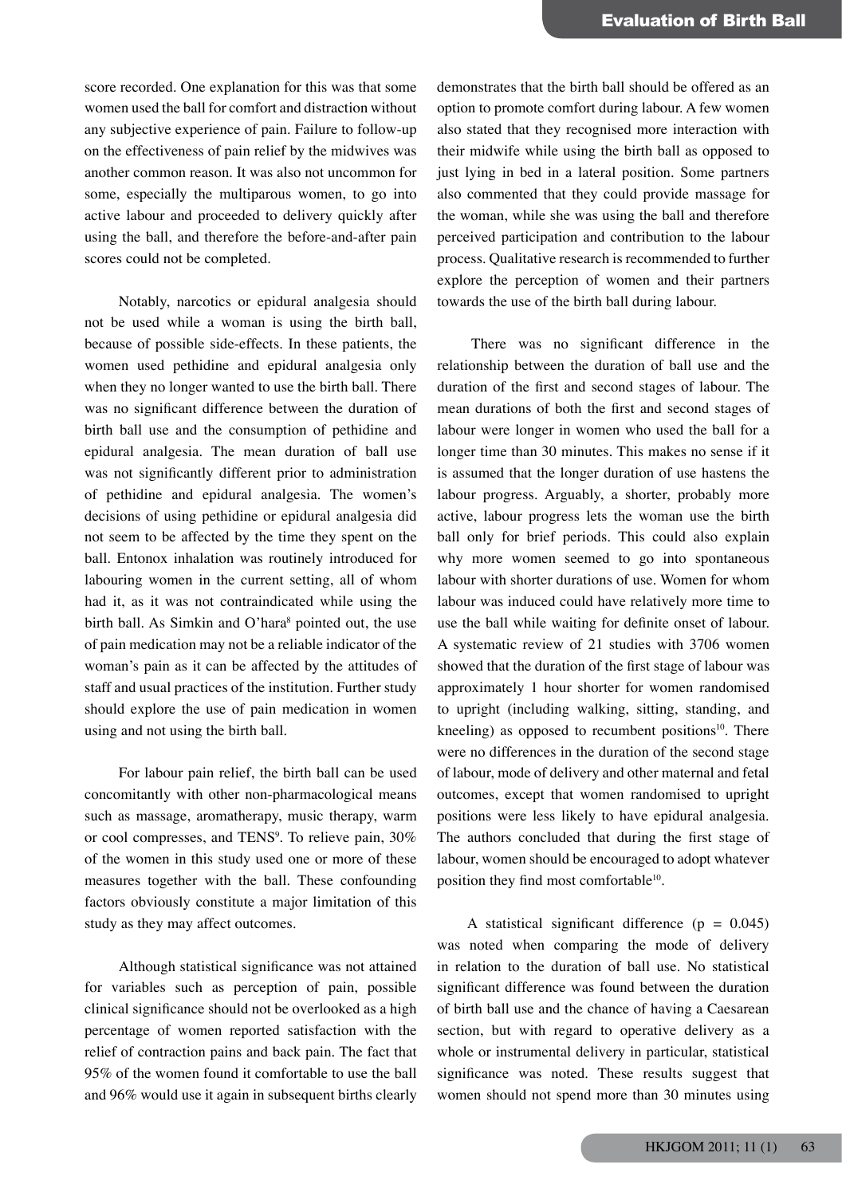score recorded. One explanation for this was that some women used the ball for comfort and distraction without any subjective experience of pain. Failure to follow-up on the effectiveness of pain relief by the midwives was another common reason. It was also not uncommon for some, especially the multiparous women, to go into active labour and proceeded to delivery quickly after using the ball, and therefore the before-and-after pain scores could not be completed.

Notably, narcotics or epidural analgesia should not be used while a woman is using the birth ball, because of possible side-effects. In these patients, the women used pethidine and epidural analgesia only when they no longer wanted to use the birth ball. There was no significant difference between the duration of birth ball use and the consumption of pethidine and epidural analgesia. The mean duration of ball use was not significantly different prior to administration of pethidine and epidural analgesia. The women's decisions of using pethidine or epidural analgesia did not seem to be affected by the time they spent on the ball. Entonox inhalation was routinely introduced for labouring women in the current setting, all of whom had it, as it was not contraindicated while using the birth ball. As Simkin and O'hara[8] pointed out, the use of pain medication may not be a reliable indicator of the woman's pain as it can be affected by the attitudes of staff and usual practices of the institution. Further study should explore the use of pain medication in women using and not using the birth ball.

For labour pain relief, the birth ball can be used concomitantly with other non-pharmacological means such as massage, aromatherapy, music therapy, warm or cool compresses, and TENS[9]. To relieve pain, 30% of the women in this study used one or more of these measures together with the ball. These confounding factors obviously constitute a major limitation of this study as they may affect outcomes.

Although statistical significance was not attained for variables such as perception of pain, possible clinical significance should not be overlooked as a high percentage of women reported satisfaction with the relief of contraction pains and back pain. The fact that 95% of the women found it comfortable to use the ball and 96% would use it again in subsequent births clearly demonstrates that the birth ball should be offered as an option to promote comfort during labour. A few women also stated that they recognised more interaction with their midwife while using the birth ball as opposed to just lying in bed in a lateral position. Some partners also commented that they could provide massage for the woman, while she was using the ball and therefore perceived participation and contribution to the labour process. Qualitative research is recommended to further explore the perception of women and their partners towards the use of the birth ball during labour.

There was no significant difference in the relationship between the duration of ball use and the duration of the first and second stages of labour. The mean durations of both the first and second stages of labour were longer in women who used the ball for a longer time than 30 minutes. This makes no sense if it is assumed that the longer duration of use hastens the labour progress. Arguably, a shorter, probably more active, labour progress lets the woman use the birth ball only for brief periods. This could also explain why more women seemed to go into spontaneous labour with shorter durations of use. Women for whom labour was induced could have relatively more time to use the ball while waiting for definite onset of labour. A systematic review of 21 studies with 3706 women showed that the duration of the first stage of labour was approximately 1 hour shorter for women randomised to upright (including walking, sitting, standing, and kneeling) as opposed to recumbent positions[10]. There were no differences in the duration of the second stage of labour, mode of delivery and other maternal and fetal outcomes, except that women randomised to upright positions were less likely to have epidural analgesia. The authors concluded that during the first stage of labour, women should be encouraged to adopt whatever position they find most comfortable[10].

A statistical significant difference ($p = 0.045$) was noted when comparing the mode of delivery in relation to the duration of ball use. No statistical significant difference was found between the duration of birth ball use and the chance of having a Caesarean section, but with regard to operative delivery as a whole or instrumental delivery in particular, statistical significance was noted. These results suggest that women should not spend more than 30 minutes using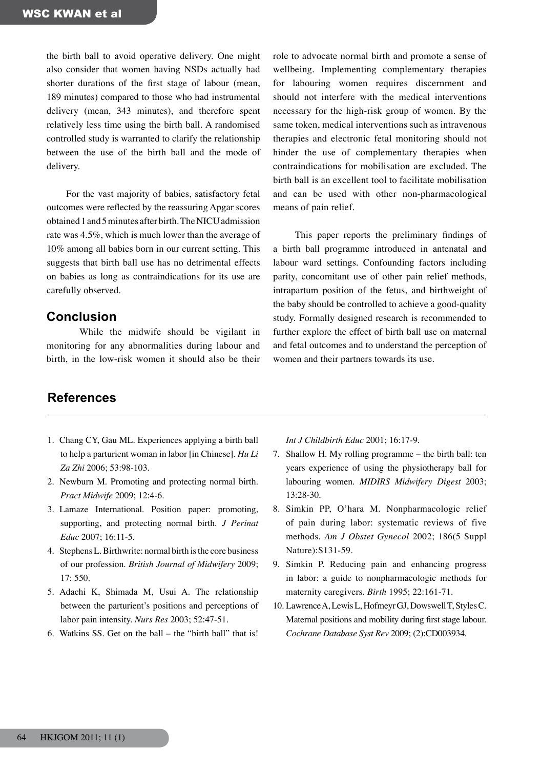the birth ball to avoid operative delivery. One might also consider that women having NSDs actually had shorter durations of the first stage of labour (mean, 189 minutes) compared to those who had instrumental delivery (mean, 343 minutes), and therefore spent relatively less time using the birth ball. A randomised controlled study is warranted to clarify the relationship between the use of the birth ball and the mode of delivery.

For the vast majority of babies, satisfactory fetal outcomes were reflected by the reassuring Apgar scores obtained 1 and 5 minutes after birth. The NICU admission rate was 4.5%, which is much lower than the average of 10% among all babies born in our current setting. This suggests that birth ball use has no detrimental effects on babies as long as contraindications for its use are carefully observed.

## Conclusion

While the midwife should be vigilant in monitoring for any abnormalities during labour and birth, in the low-risk women it should also be their role to advocate normal birth and promote a sense of wellbeing. Implementing complementary therapies for labouring women requires discernment and should not interfere with the medical interventions necessary for the high-risk group of women. By the same token, medical interventions such as intravenous therapies and electronic fetal monitoring should not hinder the use of complementary therapies when contraindications for mobilisation are excluded. The birth ball is an excellent tool to facilitate mobilisation and can be used with other non-pharmacological means of pain relief.

This paper reports the preliminary findings of a birth ball programme introduced in antenatal and labour ward settings. Confounding factors including parity, concomitant use of other pain relief methods, intrapartum position of the fetus, and birthweight of the baby should be controlled to achieve a good-quality study. Formally designed research is recommended to further explore the effect of birth ball use on maternal and fetal outcomes and to understand the perception of women and their partners towards its use.

## References

1. Chang CY, Gau ML. Experiences applying a birth ball to help a parturient woman in labor [in Chinese]. *Hu Li Za Zhi* 2006; 53:98-103.
2. Newburn M. Promoting and protecting normal birth. *Pract Midwife* 2009; 12:4-6.
3. Lamaze International. Position paper: promoting, supporting, and protecting normal birth. *J Perinat Educ* 2007; 16:11-5.
4. Stephens L. Birthwrite: normal birth is the core business of our profession. *British Journal of Midwifery* 2009; 17: 550.
5. Adachi K, Shimada M, Usui A. The relationship between the parturient's positions and perceptions of labor pain intensity. *Nurs Res* 2003; 52:47-51.
6. Watkins SS. Get on the ball – the "birth ball" that is! *Int J Childbirth Educ* 2001; 16:17-9.
7. Shallow H. My rolling programme – the birth ball: ten years experience of using the physiotherapy ball for labouring women. *MIDIRS Midwifery Digest* 2003; 13:28-30.
8. Simkin PP, O'hara M. Nonpharmacologic relief of pain during labor: systematic reviews of five methods. *Am J Obstet Gynecol* 2002; 186(5 Suppl Nature):S131-59.
9. Simkin P. Reducing pain and enhancing progress in labor: a guide to nonpharmacologic methods for maternity caregivers. *Birth* 1995; 22:161-71.
10. Lawrence A, Lewis L, Hofmeyr GJ, Dowswell T, Styles C. Maternal positions and mobility during first stage labour. *Cochrane Database Syst Rev* 2009; (2):CD003934.